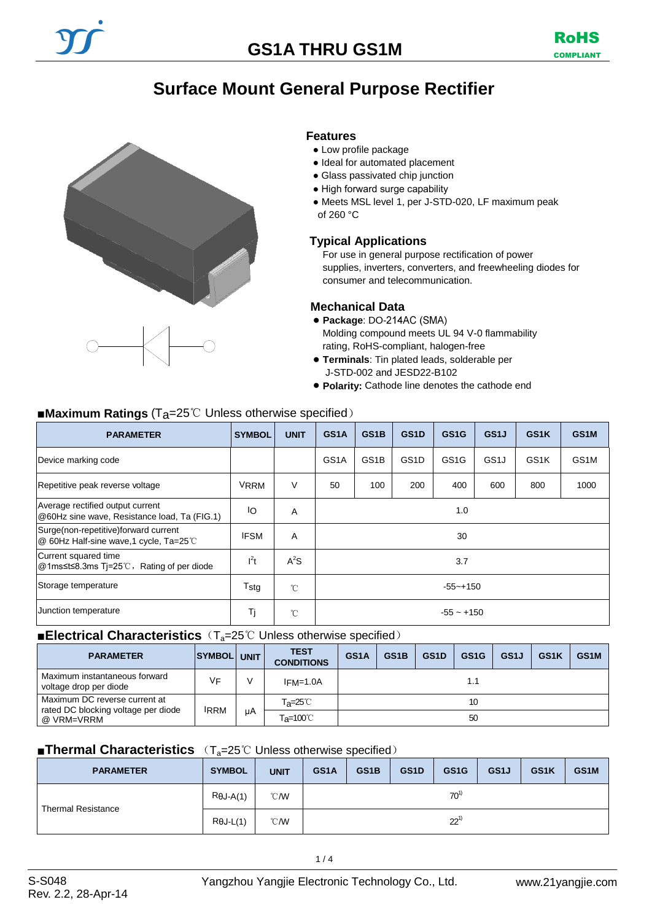# GS1A THRU GS1M

RoHS COMPLIANT

## Surface Mount General Purpose Rectifier

### Features

- Low profile package
- Ideal for automated placement
- Glass passivated chip junction
- High forward surge capability
- Meets MSL level 1, per J-STD-020, LF maximum peak of 260 °C

### Typical Applications

For use in general purpose rectification of power supplies, inverters, converters, and freewheeling diodes for consumer and telecommunication.

### Mechanical Data

- **Package**: DO-214AC (SMA)
  Molding compound meets UL 94 V-0 flammability rating, RoHS-compliant, halogen-free
- **Terminals**: Tin plated leads, solderable per J-STD-002 and JESD22-B102
- **Polarity:** Cathode line denotes the cathode end

### ■Maximum Ratings ($T_a$=25℃ Unless otherwise specified)

| PARAMETER | SYMBOL | UNIT | GS1A | GS1B | GS1D | GS1G | GS1J | GS1K | GS1M |
|---|---|---|---|---|---|---|---|---|---|
| Device marking code | | | GS1A | GS1B | GS1D | GS1G | GS1J | GS1K | GS1M |
| Repetitive peak reverse voltage | $V_{RRM}$ | V | 50 | 100 | 200 | 400 | 600 | 800 | 1000 |
| Average rectified output current @60Hz sine wave, Resistance load, Ta (FIG.1) | $I_O$ | A | 1.0 | | | | | | |
| Surge(non-repetitive)forward current @ 60Hz Half-sine wave,1 cycle, Ta=25℃ | $I_{FSM}$ | A | 30 | | | | | | |
| Current squared time @1ms≤t≤8.3ms Tj=25℃， Rating of per diode | $I^2t$ | $A^2S$ | 3.7 | | | | | | |
| Storage temperature | $T_{stg}$ | ℃ | -55~+150 | | | | | | |
| Junction temperature | $T_j$ | ℃ | -55 ~ +150 | | | | | | |

### ■Electrical Characteristics（$T_a$=25℃ Unless otherwise specified）

| PARAMETER | SYMBOL | UNIT | TEST CONDITIONS | GS1A | GS1B | GS1D | GS1G | GS1J | GS1K | GS1M |
|---|---|---|---|---|---|---|---|---|---|---|
| Maximum instantaneous forward voltage drop per diode | $V_F$ | V | $I_{FM}$=1.0A | 1.1 | | | | | | |
| Maximum DC reverse current at rated DC blocking voltage per diode @ VRM=VRRM | $I_{RRM}$ | μA | $T_a$=25℃ | 10 | | | | | | |
| | | | $T_a$=100℃ | 50 | | | | | | |

### ■Thermal Characteristics （$T_a$=25℃ Unless otherwise specified）

| PARAMETER | SYMBOL | UNIT | GS1A | GS1B | GS1D | GS1G | GS1J | GS1K | GS1M |
|---|---|---|---|---|---|---|---|---|---|
| Thermal Resistance | $R_{\theta J-A}$(1) | ℃/W | 70[1)] | | | | | | |
| | $R_{\theta J-L}$(1) | ℃/W | 22[1)] | | | | | | |

S-S048
Rev. 2.2, 28-Apr-14

Yangzhou Yangjie Electronic Technology Co., Ltd.

www.21yangjie.com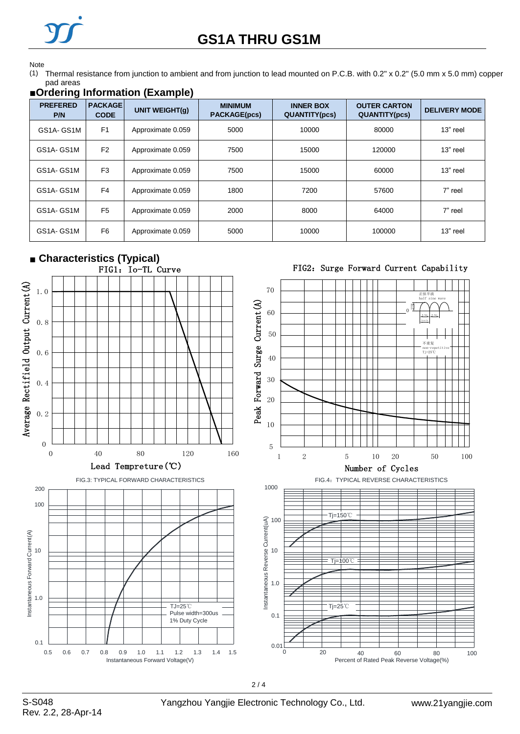Note

(1) Thermal resistance from junction to ambient and from junction to lead mounted on P.C.B. with 0.2" x 0.2" (5.0 mm x 5.0 mm) copper pad areas

## ■Ordering Information (Example)

| PREFERED P/N | PACKAGE CODE | UNIT WEIGHT(g) | MINIMUM PACKAGE(pcs) | INNER BOX QUANTITY(pcs) | OUTER CARTON QUANTITY(pcs) | DELIVERY MODE |
|---|---|---|---|---|---|---|
| GS1A- GS1M | F1 | Approximate 0.059 | 5000 | 10000 | 80000 | 13" reel |
| GS1A- GS1M | F2 | Approximate 0.059 | 7500 | 15000 | 120000 | 13" reel |
| GS1A- GS1M | F3 | Approximate 0.059 | 7500 | 15000 | 60000 | 13" reel |
| GS1A- GS1M | F4 | Approximate 0.059 | 1800 | 7200 | 57600 | 7" reel |
| GS1A- GS1M | F5 | Approximate 0.059 | 2000 | 8000 | 64000 | 7" reel |
| GS1A- GS1M | F6 | Approximate 0.059 | 5000 | 10000 | 100000 | 13" reel |

## ■ Characteristics (Typical)

FIG1：Io-TL Curve

FIG2：Surge Forward Current Capability

FIG.3: TYPICAL FORWARD CHARACTERISTICS

FIG.4：TYPICAL REVERSE CHARACTERISTICS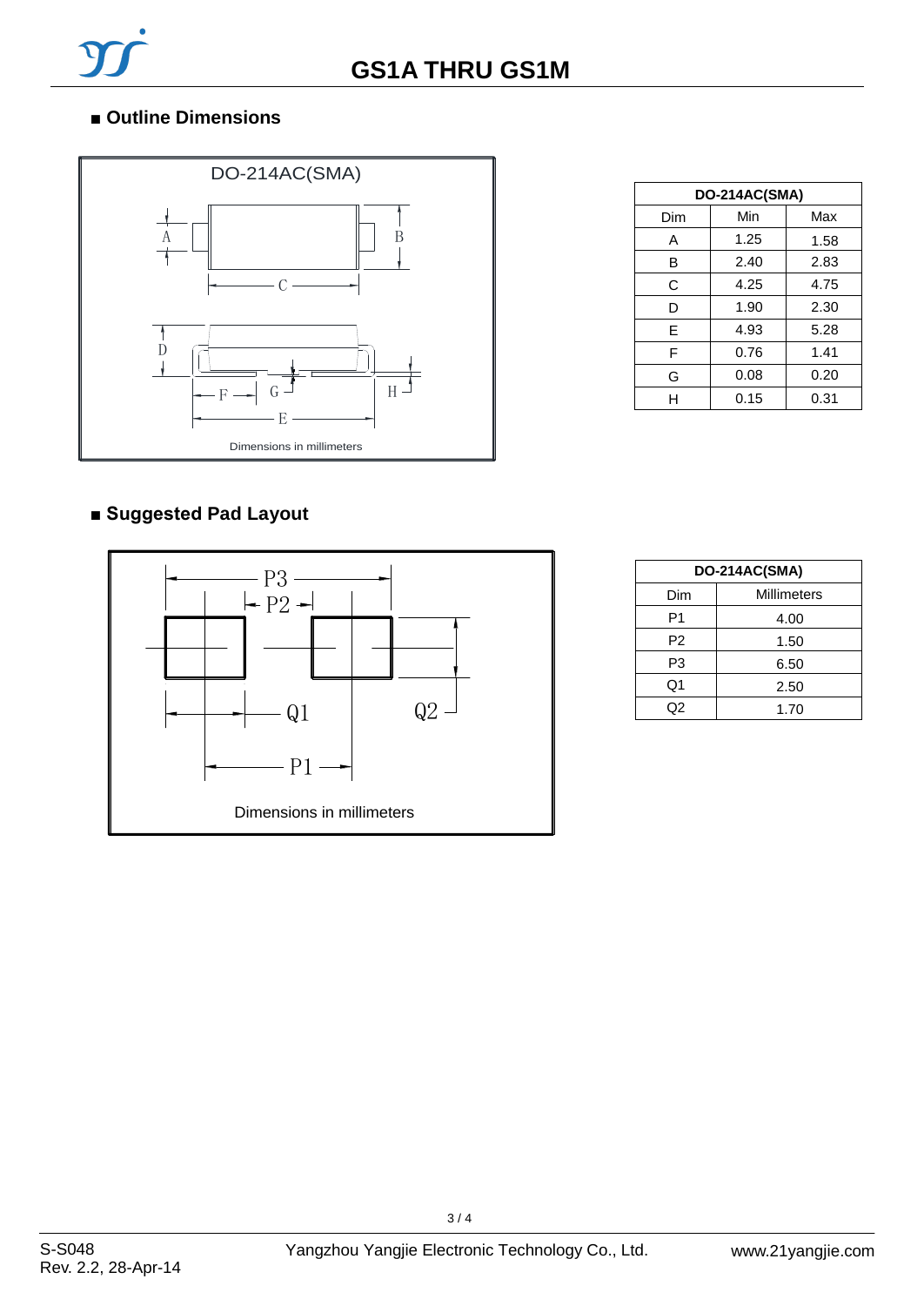## ■ Outline Dimensions

| DO-214AC(SMA) | | |
|---|---|---|
| Dim | Min | Max |
| A | 1.25 | 1.58 |
| B | 2.40 | 2.83 |
| C | 4.25 | 4.75 |
| D | 1.90 | 2.30 |
| E | 4.93 | 5.28 |
| F | 0.76 | 1.41 |
| G | 0.08 | 0.20 |
| H | 0.15 | 0.31 |

Dimensions in millimeters

## ■ Suggested Pad Layout

| DO-214AC(SMA) | |
|---|---|
| Dim | Millimeters |
| P1 | 4.00 |
| P2 | 1.50 |
| P3 | 6.50 |
| Q1 | 2.50 |
| Q2 | 1.70 |

Dimensions in millimeters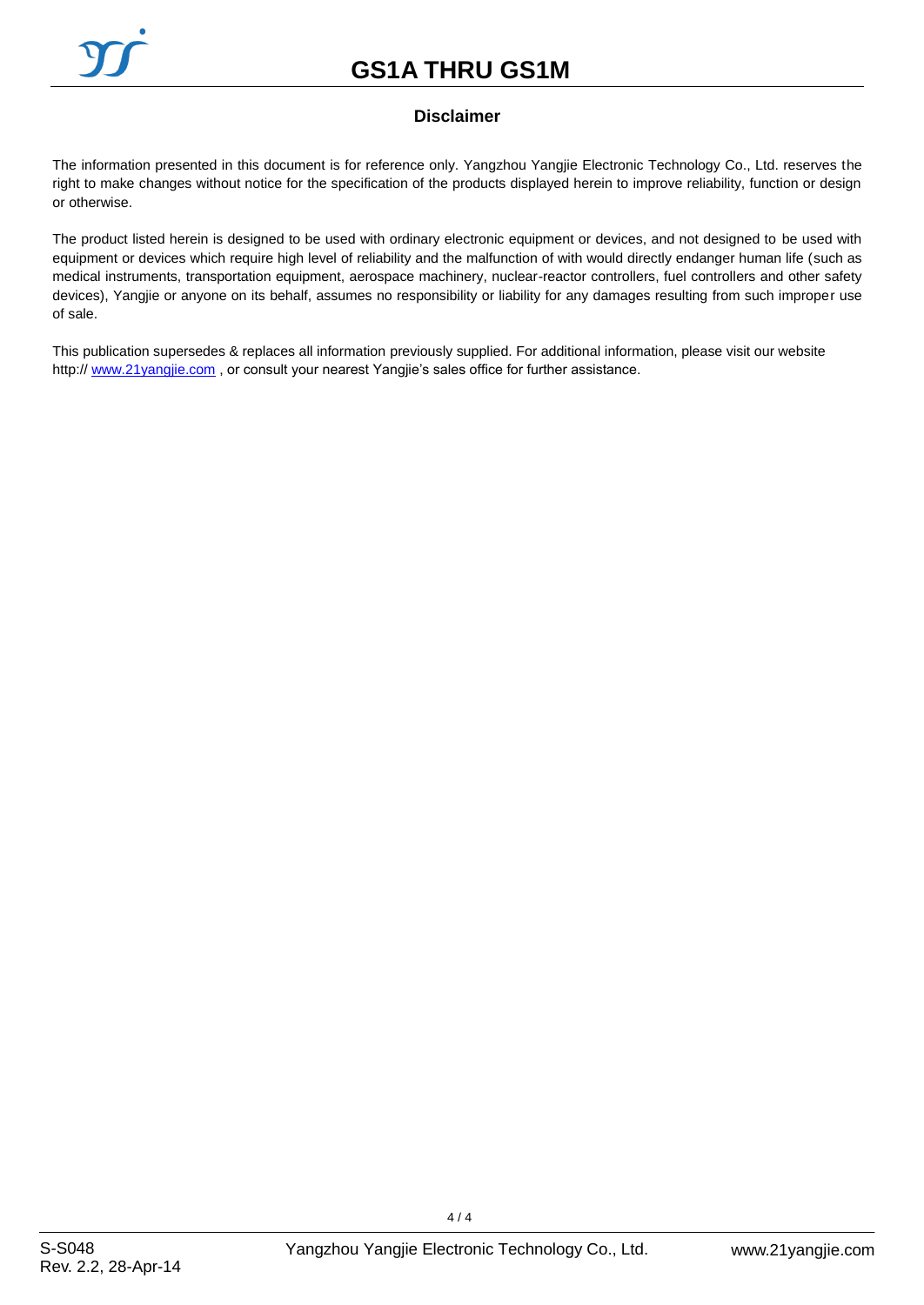## Disclaimer

The information presented in this document is for reference only. Yangzhou Yangjie Electronic Technology Co., Ltd. reserves the right to make changes without notice for the specification of the products displayed herein to improve reliability, function or design or otherwise.

The product listed herein is designed to be used with ordinary electronic equipment or devices, and not designed to be used with equipment or devices which require high level of reliability and the malfunction of with would directly endanger human life (such as medical instruments, transportation equipment, aerospace machinery, nuclear-reactor controllers, fuel controllers and other safety devices), Yangjie or anyone on its behalf, assumes no responsibility or liability for any damages resulting from such improper use of sale.

This publication supersedes & replaces all information previously supplied. For additional information, please visit our website http:// www.21yangjie.com , or consult your nearest Yangjie's sales office for further assistance.